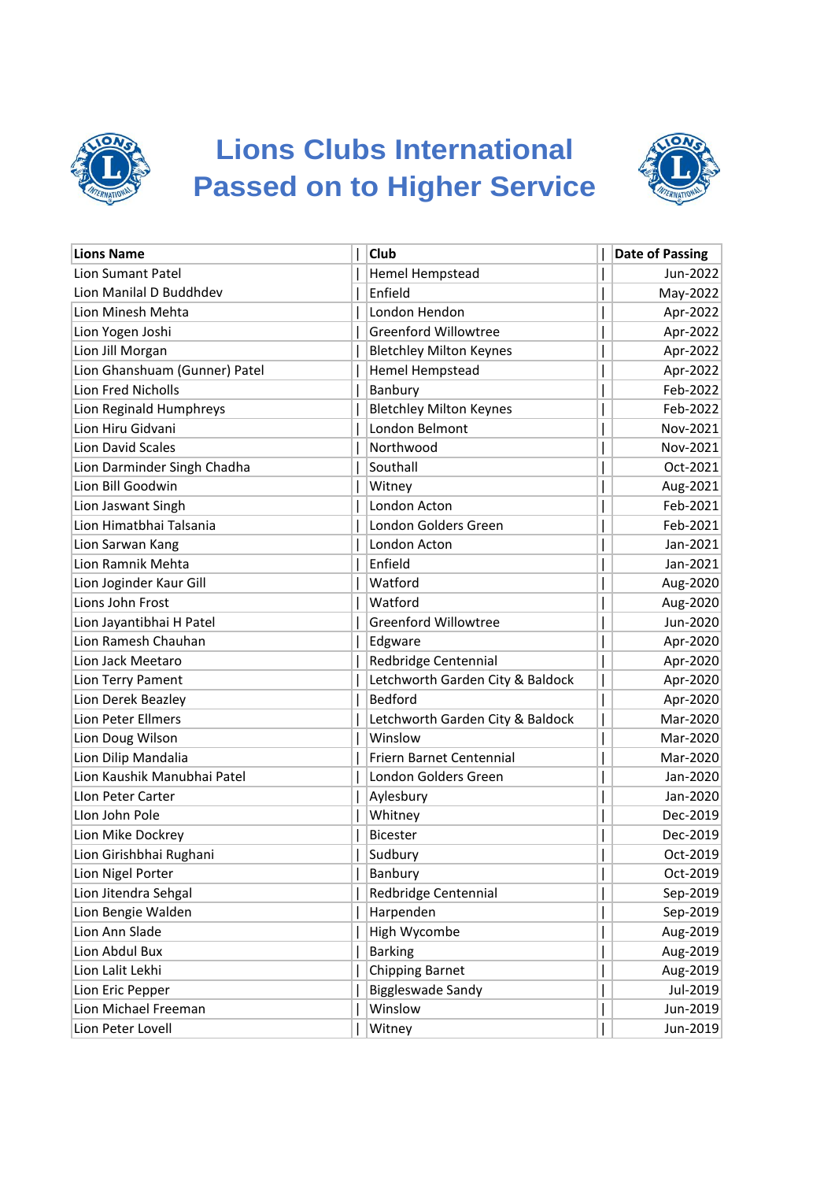# Lions Clubs International
# Passed on to Higher Service

| Lions Name | Club | Date of Passing |
|---|---|---|
| Lion Sumant Patel | Hemel Hempstead | Jun-2022 |
| Lion Manilal D Buddhdev | Enfield | May-2022 |
| Lion Minesh Mehta | London Hendon | Apr-2022 |
| Lion Yogen Joshi | Greenford Willowtree | Apr-2022 |
| Lion Jill Morgan | Bletchley Milton Keynes | Apr-2022 |
| Lion Ghanshuam (Gunner) Patel | Hemel Hempstead | Apr-2022 |
| Lion Fred Nicholls | Banbury | Feb-2022 |
| Lion Reginald Humphreys | Bletchley Milton Keynes | Feb-2022 |
| Lion Hiru Gidvani | London Belmont | Nov-2021 |
| Lion David Scales | Northwood | Nov-2021 |
| Lion Darminder Singh Chadha | Southall | Oct-2021 |
| Lion Bill Goodwin | Witney | Aug-2021 |
| Lion Jaswant Singh | London Acton | Feb-2021 |
| Lion Himatbhai Talsania | London Golders Green | Feb-2021 |
| Lion Sarwan Kang | London Acton | Jan-2021 |
| Lion Ramnik Mehta | Enfield | Jan-2021 |
| Lion Joginder Kaur Gill | Watford | Aug-2020 |
| Lions John Frost | Watford | Aug-2020 |
| Lion Jayantibhai H Patel | Greenford Willowtree | Jun-2020 |
| Lion Ramesh Chauhan | Edgware | Apr-2020 |
| Lion Jack Meetaro | Redbridge Centennial | Apr-2020 |
| Lion Terry Pament | Letchworth Garden City & Baldock | Apr-2020 |
| Lion Derek Beazley | Bedford | Apr-2020 |
| Lion Peter Ellmers | Letchworth Garden City & Baldock | Mar-2020 |
| Lion Doug Wilson | Winslow | Mar-2020 |
| Lion Dilip Mandalia | Friern Barnet Centennial | Mar-2020 |
| Lion Kaushik Manubhai Patel | London Golders Green | Jan-2020 |
| LIon Peter Carter | Aylesbury | Jan-2020 |
| LIon John Pole | Whitney | Dec-2019 |
| Lion Mike Dockrey | Bicester | Dec-2019 |
| Lion Girishbhai Rughani | Sudbury | Oct-2019 |
| Lion Nigel Porter | Banbury | Oct-2019 |
| Lion Jitendra Sehgal | Redbridge Centennial | Sep-2019 |
| Lion Bengie Walden | Harpenden | Sep-2019 |
| Lion Ann Slade | High Wycombe | Aug-2019 |
| Lion Abdul Bux | Barking | Aug-2019 |
| Lion Lalit Lekhi | Chipping Barnet | Aug-2019 |
| Lion Eric Pepper | Biggleswade Sandy | Jul-2019 |
| Lion Michael Freeman | Winslow | Jun-2019 |
| Lion Peter Lovell | Witney | Jun-2019 |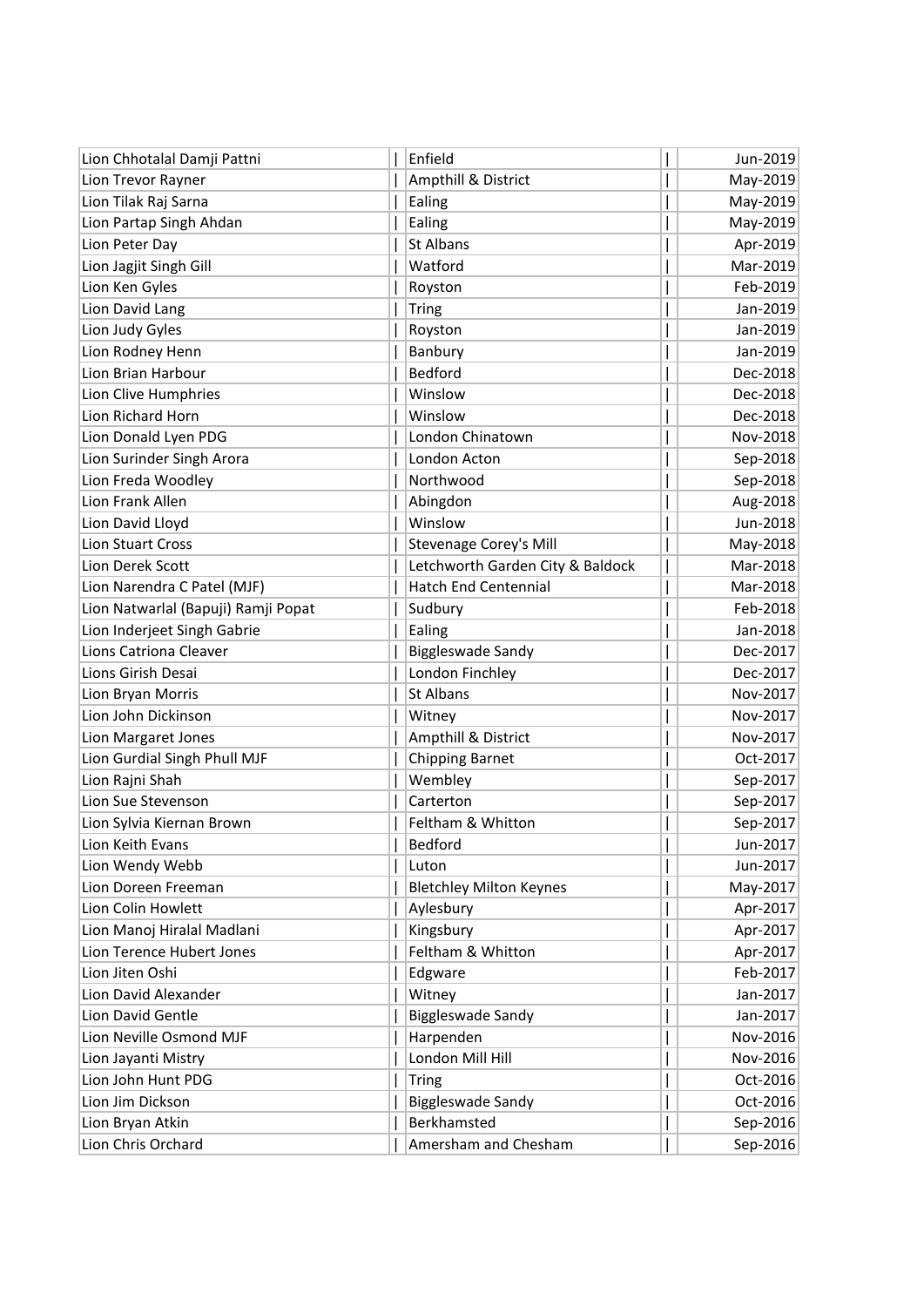| Name | Club | Date |
|---|---|---|
| Lion Chhotalal Damji Pattni | Enfield | Jun-2019 |
| Lion Trevor Rayner | Ampthill & District | May-2019 |
| Lion Tilak Raj Sarna | Ealing | May-2019 |
| Lion Partap Singh Ahdan | Ealing | May-2019 |
| Lion Peter Day | St Albans | Apr-2019 |
| Lion Jagjit Singh Gill | Watford | Mar-2019 |
| Lion Ken Gyles | Royston | Feb-2019 |
| Lion David Lang | Tring | Jan-2019 |
| Lion Judy Gyles | Royston | Jan-2019 |
| Lion Rodney Henn | Banbury | Jan-2019 |
| Lion Brian Harbour | Bedford | Dec-2018 |
| Lion Clive Humphries | Winslow | Dec-2018 |
| Lion Richard Horn | Winslow | Dec-2018 |
| Lion Donald Lyen PDG | London Chinatown | Nov-2018 |
| Lion Surinder Singh Arora | London Acton | Sep-2018 |
| Lion Freda Woodley | Northwood | Sep-2018 |
| Lion Frank Allen | Abingdon | Aug-2018 |
| Lion David Lloyd | Winslow | Jun-2018 |
| Lion Stuart Cross | Stevenage Corey's Mill | May-2018 |
| Lion Derek Scott | Letchworth Garden City & Baldock | Mar-2018 |
| Lion Narendra C Patel (MJF) | Hatch End Centennial | Mar-2018 |
| Lion Natwarlal (Bapuji) Ramji Popat | Sudbury | Feb-2018 |
| Lion Inderjeet Singh Gabrie | Ealing | Jan-2018 |
| Lions Catriona Cleaver | Biggleswade Sandy | Dec-2017 |
| Lions Girish Desai | London Finchley | Dec-2017 |
| Lion Bryan Morris | St Albans | Nov-2017 |
| Lion John Dickinson | Witney | Nov-2017 |
| Lion Margaret Jones | Ampthill & District | Nov-2017 |
| Lion Gurdial Singh Phull MJF | Chipping Barnet | Oct-2017 |
| Lion Rajni Shah | Wembley | Sep-2017 |
| Lion Sue Stevenson | Carterton | Sep-2017 |
| Lion Sylvia Kiernan Brown | Feltham & Whitton | Sep-2017 |
| Lion Keith Evans | Bedford | Jun-2017 |
| Lion Wendy Webb | Luton | Jun-2017 |
| Lion Doreen Freeman | Bletchley Milton Keynes | May-2017 |
| Lion Colin Howlett | Aylesbury | Apr-2017 |
| Lion Manoj Hiralal Madlani | Kingsbury | Apr-2017 |
| Lion Terence Hubert Jones | Feltham & Whitton | Apr-2017 |
| Lion Jiten Oshi | Edgware | Feb-2017 |
| Lion David Alexander | Witney | Jan-2017 |
| Lion David Gentle | Biggleswade Sandy | Jan-2017 |
| Lion Neville Osmond MJF | Harpenden | Nov-2016 |
| Lion Jayanti Mistry | London Mill Hill | Nov-2016 |
| Lion John Hunt PDG | Tring | Oct-2016 |
| Lion Jim Dickson | Biggleswade Sandy | Oct-2016 |
| Lion Bryan Atkin | Berkhamsted | Sep-2016 |
| Lion Chris Orchard | Amersham and Chesham | Sep-2016 |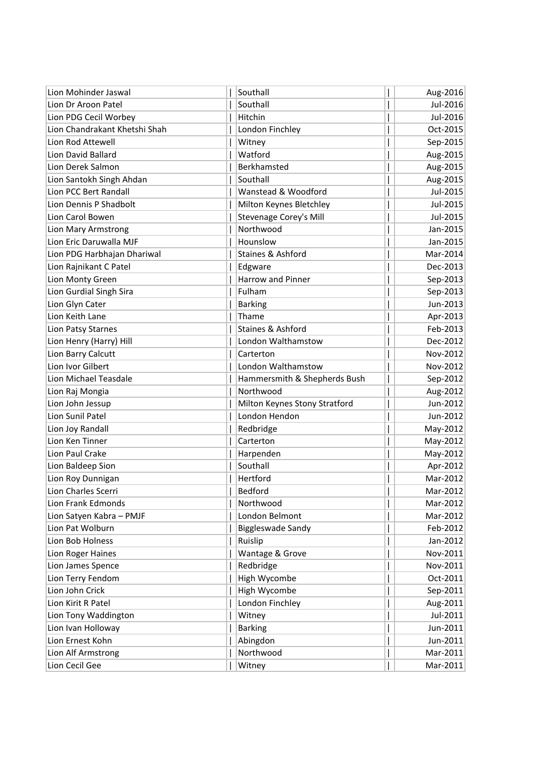| | | |
|---|---|---|
| Lion Mohinder Jaswal | Southall | Aug-2016 |
| Lion Dr Aroon Patel | Southall | Jul-2016 |
| Lion PDG Cecil Worbey | Hitchin | Jul-2016 |
| Lion Chandrakant Khetshi Shah | London Finchley | Oct-2015 |
| Lion Rod Attewell | Witney | Sep-2015 |
| Lion David Ballard | Watford | Aug-2015 |
| Lion Derek Salmon | Berkhamsted | Aug-2015 |
| Lion Santokh Singh Ahdan | Southall | Aug-2015 |
| Lion PCC Bert Randall | Wanstead & Woodford | Jul-2015 |
| Lion Dennis P Shadbolt | Milton Keynes Bletchley | Jul-2015 |
| Lion Carol Bowen | Stevenage Corey's Mill | Jul-2015 |
| Lion Mary Armstrong | Northwood | Jan-2015 |
| Lion Eric Daruwalla MJF | Hounslow | Jan-2015 |
| Lion PDG Harbhajan Dhariwal | Staines & Ashford | Mar-2014 |
| Lion Rajnikant C Patel | Edgware | Dec-2013 |
| Lion Monty Green | Harrow and Pinner | Sep-2013 |
| Lion Gurdial Singh Sira | Fulham | Sep-2013 |
| Lion Glyn Cater | Barking | Jun-2013 |
| Lion Keith Lane | Thame | Apr-2013 |
| Lion Patsy Starnes | Staines & Ashford | Feb-2013 |
| Lion Henry (Harry) Hill | London Walthamstow | Dec-2012 |
| Lion Barry Calcutt | Carterton | Nov-2012 |
| Lion Ivor Gilbert | London Walthamstow | Nov-2012 |
| Lion Michael Teasdale | Hammersmith & Shepherds Bush | Sep-2012 |
| Lion Raj Mongia | Northwood | Aug-2012 |
| Lion John Jessup | Milton Keynes Stony Stratford | Jun-2012 |
| Lion Sunil Patel | London Hendon | Jun-2012 |
| Lion Joy Randall | Redbridge | May-2012 |
| Lion Ken Tinner | Carterton | May-2012 |
| Lion Paul Crake | Harpenden | May-2012 |
| Lion Baldeep Sion | Southall | Apr-2012 |
| Lion Roy Dunnigan | Hertford | Mar-2012 |
| Lion Charles Scerri | Bedford | Mar-2012 |
| Lion Frank Edmonds | Northwood | Mar-2012 |
| Lion Satyen Kabra – PMJF | London Belmont | Mar-2012 |
| Lion Pat Wolburn | Biggleswade Sandy | Feb-2012 |
| Lion Bob Holness | Ruislip | Jan-2012 |
| Lion Roger Haines | Wantage & Grove | Nov-2011 |
| Lion James Spence | Redbridge | Nov-2011 |
| Lion Terry Fendom | High Wycombe | Oct-2011 |
| Lion John Crick | High Wycombe | Sep-2011 |
| Lion Kirit R Patel | London Finchley | Aug-2011 |
| Lion Tony Waddington | Witney | Jul-2011 |
| Lion Ivan Holloway | Barking | Jun-2011 |
| Lion Ernest Kohn | Abingdon | Jun-2011 |
| Lion Alf Armstrong | Northwood | Mar-2011 |
| Lion Cecil Gee | Witney | Mar-2011 |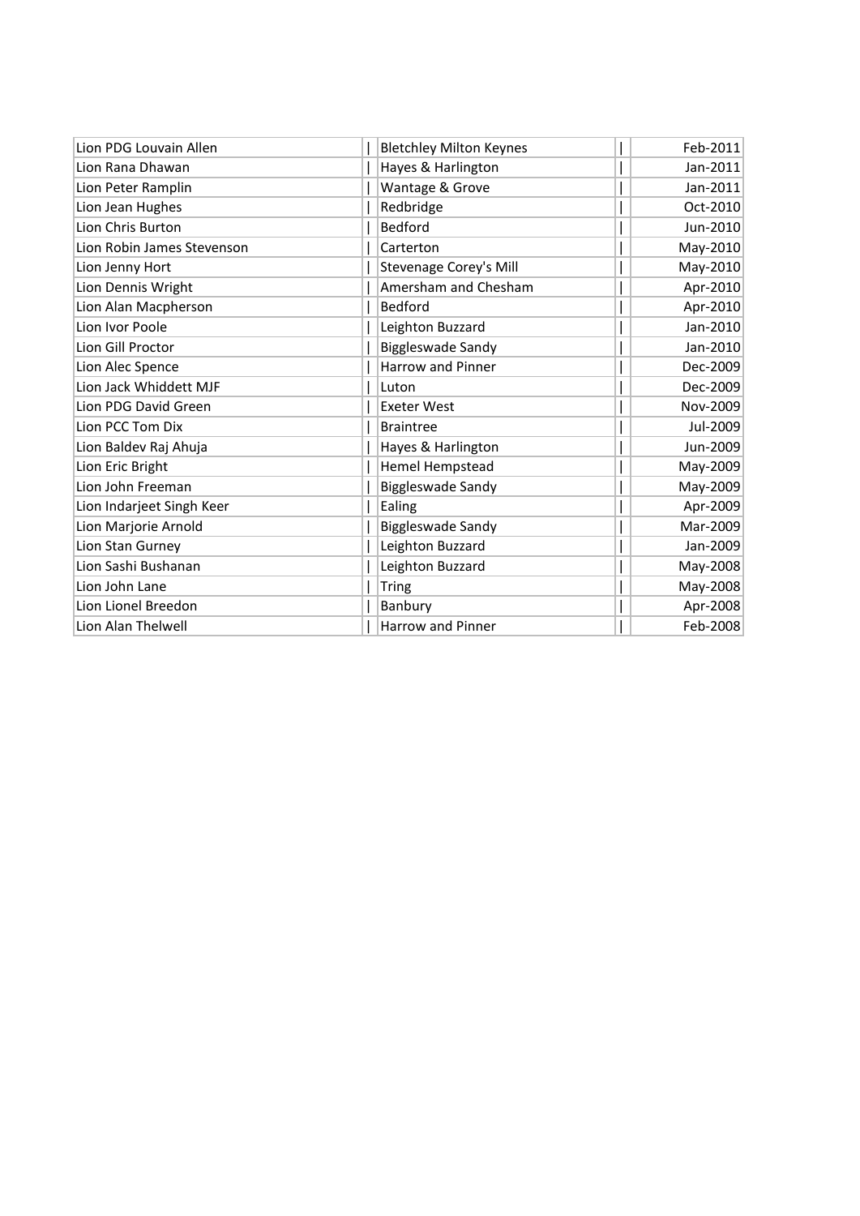| | | |
|---|---|---|
| Lion PDG Louvain Allen | Bletchley Milton Keynes | Feb-2011 |
| Lion Rana Dhawan | Hayes & Harlington | Jan-2011 |
| Lion Peter Ramplin | Wantage & Grove | Jan-2011 |
| Lion Jean Hughes | Redbridge | Oct-2010 |
| Lion Chris Burton | Bedford | Jun-2010 |
| Lion Robin James Stevenson | Carterton | May-2010 |
| Lion Jenny Hort | Stevenage Corey's Mill | May-2010 |
| Lion Dennis Wright | Amersham and Chesham | Apr-2010 |
| Lion Alan Macpherson | Bedford | Apr-2010 |
| Lion Ivor Poole | Leighton Buzzard | Jan-2010 |
| Lion Gill Proctor | Biggleswade Sandy | Jan-2010 |
| Lion Alec Spence | Harrow and Pinner | Dec-2009 |
| Lion Jack Whiddett MJF | Luton | Dec-2009 |
| Lion PDG David Green | Exeter West | Nov-2009 |
| Lion PCC Tom Dix | Braintree | Jul-2009 |
| Lion Baldev Raj Ahuja | Hayes & Harlington | Jun-2009 |
| Lion Eric Bright | Hemel Hempstead | May-2009 |
| Lion John Freeman | Biggleswade Sandy | May-2009 |
| Lion Indarjeet Singh Keer | Ealing | Apr-2009 |
| Lion Marjorie Arnold | Biggleswade Sandy | Mar-2009 |
| Lion Stan Gurney | Leighton Buzzard | Jan-2009 |
| Lion Sashi Bushanan | Leighton Buzzard | May-2008 |
| Lion John Lane | Tring | May-2008 |
| Lion Lionel Breedon | Banbury | Apr-2008 |
| Lion Alan Thelwell | Harrow and Pinner | Feb-2008 |